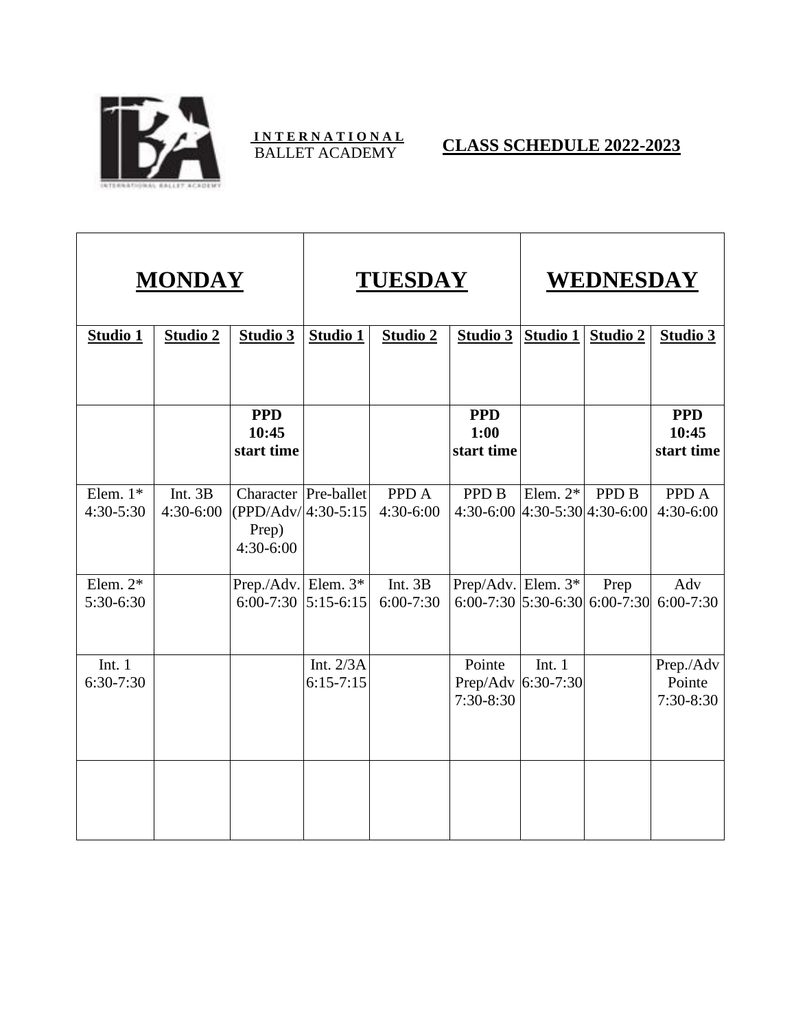**INTERNATIONAL** BALLET ACADEMY

## CLASS SCHEDULE 2022-2023

| MONDAY | | | TUESDAY | | | WEDNESDAY | | |
|---|---|---|---|---|---|---|---|---|
| **Studio 1** | **Studio 2** | **Studio 3** | **Studio 1** | **Studio 2** | **Studio 3** | **Studio 1** | **Studio 2** | **Studio 3** |
| | | **PPD 10:45 start time** | | | **PPD 1:00 start time** | | | **PPD 10:45 start time** |
| Elem. 1* 4:30-5:30 | Int. 3B 4:30-6:00 | Character (PPD/Adv/Prep) 4:30-6:00 | Pre-ballet 4:30-5:15 | PPD A 4:30-6:00 | PPD B 4:30-6:00 | Elem. 2* 4:30-5:30 | PPD B 4:30-6:00 | PPD A 4:30-6:00 |
| Elem. 2* 5:30-6:30 | | Prep./Adv. 6:00-7:30 | Elem. 3* 5:15-6:15 | Int. 3B 6:00-7:30 | Prep/Adv. 6:00-7:30 | Elem. 3* 5:30-6:30 | Prep 6:00-7:30 | Adv 6:00-7:30 |
| Int. 1 6:30-7:30 | | | Int. 2/3A 6:15-7:15 | | Pointe Prep/Adv 7:30-8:30 | Int. 1 6:30-7:30 | | Prep./Adv Pointe 7:30-8:30 |
| | | | | | | | | |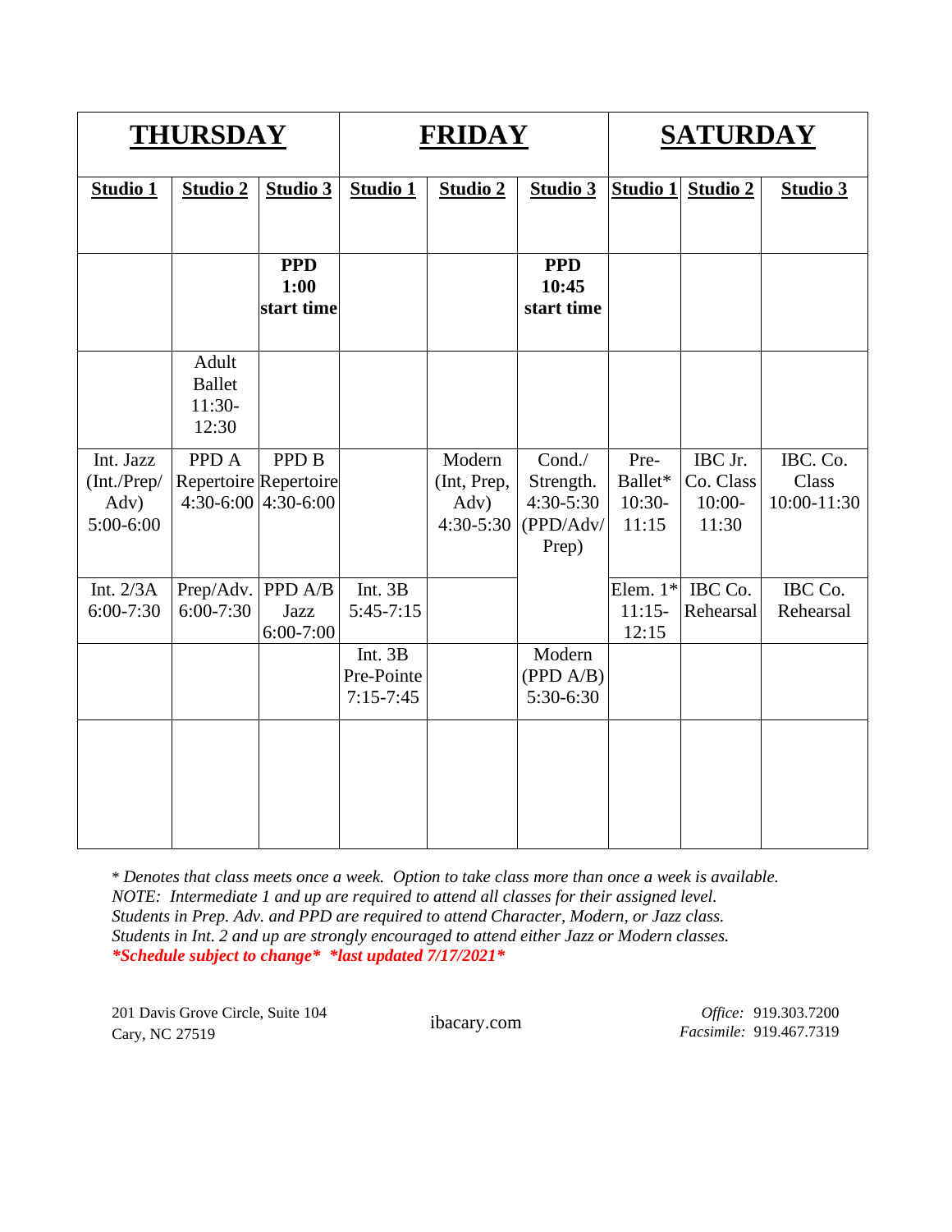| THURSDAY | | | FRIDAY | | | SATURDAY | | |
|---|---|---|---|---|---|---|---|---|
| **Studio 1** | **Studio 2** | **Studio 3** | **Studio 1** | **Studio 2** | **Studio 3** | **Studio 1** | **Studio 2** | **Studio 3** |
| | | **PPD 1:00 start time** | | | **PPD 10:45 start time** | | | |
| | Adult Ballet 11:30-12:30 | | | | | | | |
| Int. Jazz (Int./Prep/ Adv) 5:00-6:00 | PPD A Repertoire 4:30-6:00 | PPD B Repertoire 4:30-6:00 | | Modern (Int, Prep, Adv) 4:30-5:30 | Cond./ Strength. 4:30-5:30 (PPD/Adv/ Prep) | Pre-Ballet* 10:30-11:15 | IBC Jr. Co. Class 10:00-11:30 | IBC. Co. Class 10:00-11:30 |
| Int. 2/3A 6:00-7:30 | Prep/Adv. 6:00-7:30 | PPD A/B Jazz 6:00-7:00 | Int. 3B 5:45-7:15 | | | Elem. 1* 11:15-12:15 | IBC Co. Rehearsal | IBC Co. Rehearsal |
| | | | Int. 3B Pre-Pointe 7:15-7:45 | | Modern (PPD A/B) 5:30-6:30 | | | |
| | | | | | | | | |

\* *Denotes that class meets once a week. Option to take class more than once a week is available.*
*NOTE: Intermediate 1 and up are required to attend all classes for their assigned level.*
*Students in Prep. Adv. and PPD are required to attend Character, Modern, or Jazz class.*
*Students in Int. 2 and up are strongly encouraged to attend either Jazz or Modern classes.*
***Schedule subject to change\* \*last updated 7/17/2021\****

201 Davis Grove Circle, Suite 104
Cary, NC 27519

ibacary.com

*Office:* 919.303.7200
*Facsimile:* 919.467.7319